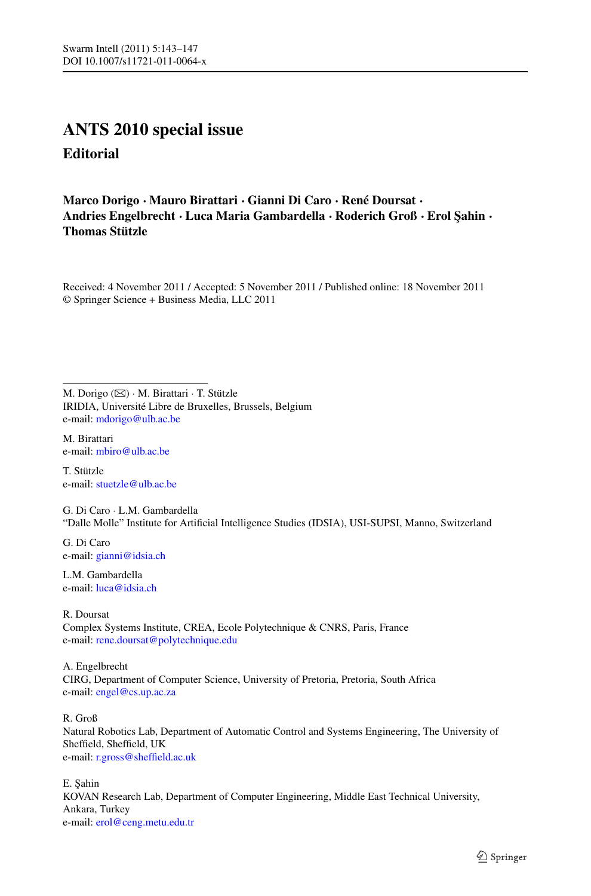# ANTS 2010 special issue

## Editorial

**Marco Dorigo · Mauro Birattari · Gianni Di Caro · René Doursat · Andries Engelbrecht · Luca Maria Gambardella · Roderich Groß · Erol Şahin · Thomas Stützle**

Received: 4 November 2011 / Accepted: 5 November 2011 / Published online: 18 November 2011
© Springer Science + Business Media, LLC 2011

---

M. Dorigo (✉) · M. Birattari · T. Stützle
IRIDIA, Université Libre de Bruxelles, Brussels, Belgium
e-mail: mdorigo@ulb.ac.be

M. Birattari
e-mail: mbiro@ulb.ac.be

T. Stützle
e-mail: stuetzle@ulb.ac.be

G. Di Caro · L.M. Gambardella
"Dalle Molle" Institute for Artificial Intelligence Studies (IDSIA), USI-SUPSI, Manno, Switzerland

G. Di Caro
e-mail: gianni@idsia.ch

L.M. Gambardella
e-mail: luca@idsia.ch

R. Doursat
Complex Systems Institute, CREA, Ecole Polytechnique & CNRS, Paris, France
e-mail: rene.doursat@polytechnique.edu

A. Engelbrecht
CIRG, Department of Computer Science, University of Pretoria, Pretoria, South Africa
e-mail: engel@cs.up.ac.za

R. Groß
Natural Robotics Lab, Department of Automatic Control and Systems Engineering, The University of Sheffield, Sheffield, UK
e-mail: r.gross@sheffield.ac.uk

E. Şahin
KOVAN Research Lab, Department of Computer Engineering, Middle East Technical University, Ankara, Turkey
e-mail: erol@ceng.metu.edu.tr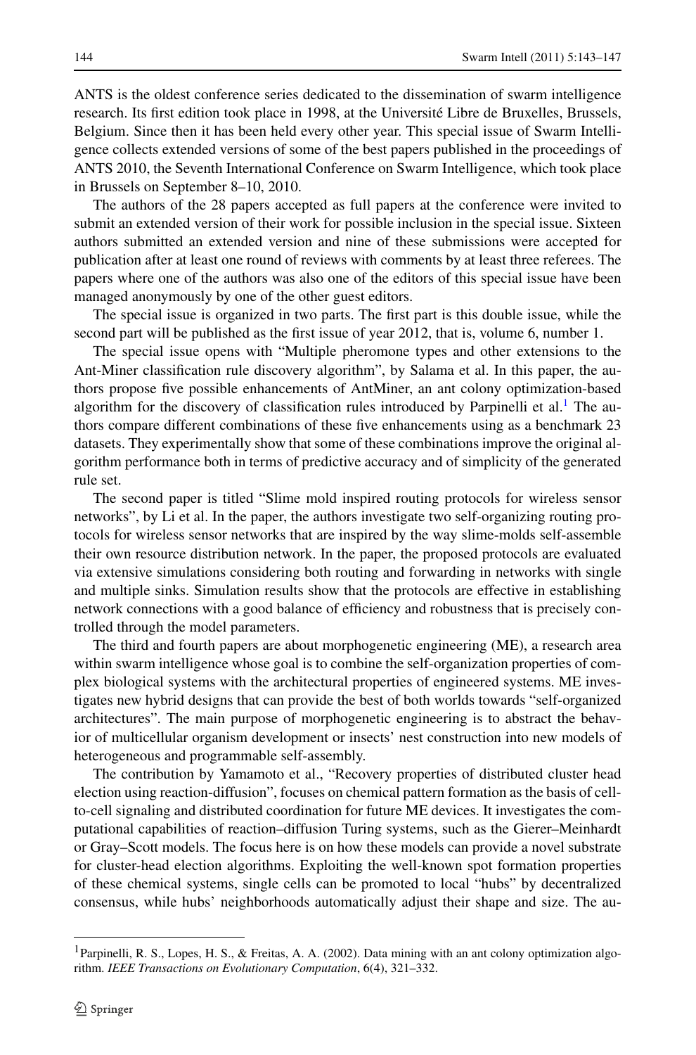ANTS is the oldest conference series dedicated to the dissemination of swarm intelligence research. Its first edition took place in 1998, at the Université Libre de Bruxelles, Brussels, Belgium. Since then it has been held every other year. This special issue of Swarm Intelligence collects extended versions of some of the best papers published in the proceedings of ANTS 2010, the Seventh International Conference on Swarm Intelligence, which took place in Brussels on September 8–10, 2010.

The authors of the 28 papers accepted as full papers at the conference were invited to submit an extended version of their work for possible inclusion in the special issue. Sixteen authors submitted an extended version and nine of these submissions were accepted for publication after at least one round of reviews with comments by at least three referees. The papers where one of the authors was also one of the editors of this special issue have been managed anonymously by one of the other guest editors.

The special issue is organized in two parts. The first part is this double issue, while the second part will be published as the first issue of year 2012, that is, volume 6, number 1.

The special issue opens with "Multiple pheromone types and other extensions to the Ant-Miner classification rule discovery algorithm", by Salama et al. In this paper, the authors propose five possible enhancements of AntMiner, an ant colony optimization-based algorithm for the discovery of classification rules introduced by Parpinelli et al.[1] The authors compare different combinations of these five enhancements using as a benchmark 23 datasets. They experimentally show that some of these combinations improve the original algorithm performance both in terms of predictive accuracy and of simplicity of the generated rule set.

The second paper is titled "Slime mold inspired routing protocols for wireless sensor networks", by Li et al. In the paper, the authors investigate two self-organizing routing protocols for wireless sensor networks that are inspired by the way slime-molds self-assemble their own resource distribution network. In the paper, the proposed protocols are evaluated via extensive simulations considering both routing and forwarding in networks with single and multiple sinks. Simulation results show that the protocols are effective in establishing network connections with a good balance of efficiency and robustness that is precisely controlled through the model parameters.

The third and fourth papers are about morphogenetic engineering (ME), a research area within swarm intelligence whose goal is to combine the self-organization properties of complex biological systems with the architectural properties of engineered systems. ME investigates new hybrid designs that can provide the best of both worlds towards "self-organized architectures". The main purpose of morphogenetic engineering is to abstract the behavior of multicellular organism development or insects' nest construction into new models of heterogeneous and programmable self-assembly.

The contribution by Yamamoto et al., "Recovery properties of distributed cluster head election using reaction-diffusion", focuses on chemical pattern formation as the basis of cell-to-cell signaling and distributed coordination for future ME devices. It investigates the computational capabilities of reaction–diffusion Turing systems, such as the Gierer–Meinhardt or Gray–Scott models. The focus here is on how these models can provide a novel substrate for cluster-head election algorithms. Exploiting the well-known spot formation properties of these chemical systems, single cells can be promoted to local "hubs" by decentralized consensus, while hubs' neighborhoods automatically adjust their shape and size. The au-

[1] Parpinelli, R. S., Lopes, H. S., & Freitas, A. A. (2002). Data mining with an ant colony optimization algorithm. *IEEE Transactions on Evolutionary Computation*, 6(4), 321–332.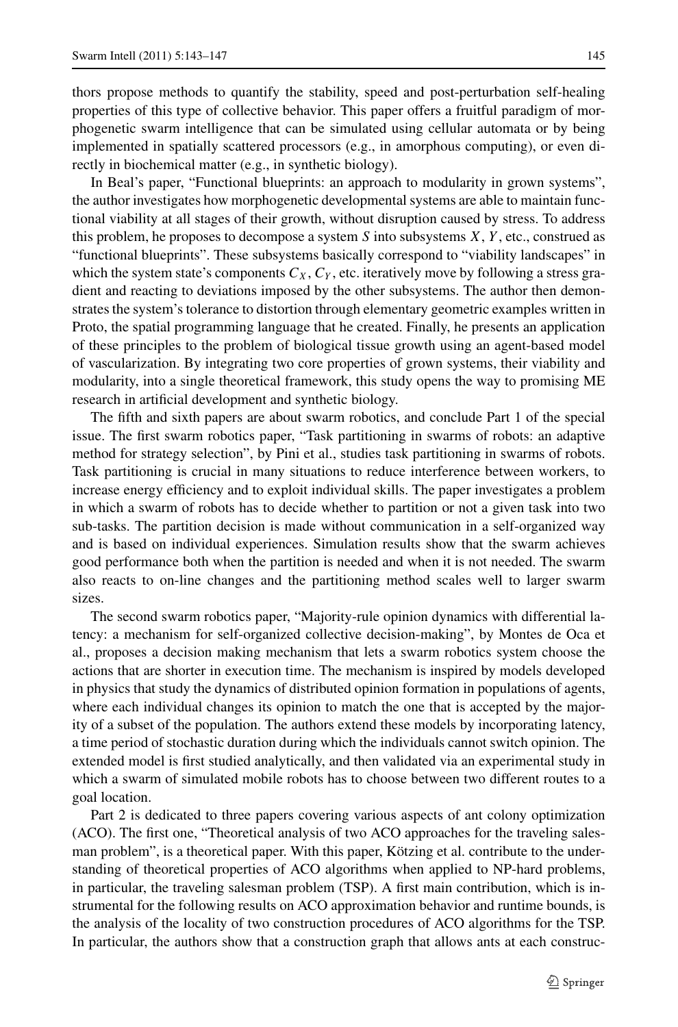thors propose methods to quantify the stability, speed and post-perturbation self-healing properties of this type of collective behavior. This paper offers a fruitful paradigm of morphogenetic swarm intelligence that can be simulated using cellular automata or by being implemented in spatially scattered processors (e.g., in amorphous computing), or even directly in biochemical matter (e.g., in synthetic biology).

In Beal's paper, "Functional blueprints: an approach to modularity in grown systems", the author investigates how morphogenetic developmental systems are able to maintain functional viability at all stages of their growth, without disruption caused by stress. To address this problem, he proposes to decompose a system $S$ into subsystems $X$, $Y$, etc., construed as "functional blueprints". These subsystems basically correspond to "viability landscapes" in which the system state's components $C_X$, $C_Y$, etc. iteratively move by following a stress gradient and reacting to deviations imposed by the other subsystems. The author then demonstrates the system's tolerance to distortion through elementary geometric examples written in Proto, the spatial programming language that he created. Finally, he presents an application of these principles to the problem of biological tissue growth using an agent-based model of vascularization. By integrating two core properties of grown systems, their viability and modularity, into a single theoretical framework, this study opens the way to promising ME research in artificial development and synthetic biology.

The fifth and sixth papers are about swarm robotics, and conclude Part 1 of the special issue. The first swarm robotics paper, "Task partitioning in swarms of robots: an adaptive method for strategy selection", by Pini et al., studies task partitioning in swarms of robots. Task partitioning is crucial in many situations to reduce interference between workers, to increase energy efficiency and to exploit individual skills. The paper investigates a problem in which a swarm of robots has to decide whether to partition or not a given task into two sub-tasks. The partition decision is made without communication in a self-organized way and is based on individual experiences. Simulation results show that the swarm achieves good performance both when the partition is needed and when it is not needed. The swarm also reacts to on-line changes and the partitioning method scales well to larger swarm sizes.

The second swarm robotics paper, "Majority-rule opinion dynamics with differential latency: a mechanism for self-organized collective decision-making", by Montes de Oca et al., proposes a decision making mechanism that lets a swarm robotics system choose the actions that are shorter in execution time. The mechanism is inspired by models developed in physics that study the dynamics of distributed opinion formation in populations of agents, where each individual changes its opinion to match the one that is accepted by the majority of a subset of the population. The authors extend these models by incorporating latency, a time period of stochastic duration during which the individuals cannot switch opinion. The extended model is first studied analytically, and then validated via an experimental study in which a swarm of simulated mobile robots has to choose between two different routes to a goal location.

Part 2 is dedicated to three papers covering various aspects of ant colony optimization (ACO). The first one, "Theoretical analysis of two ACO approaches for the traveling salesman problem", is a theoretical paper. With this paper, Kötzing et al. contribute to the understanding of theoretical properties of ACO algorithms when applied to NP-hard problems, in particular, the traveling salesman problem (TSP). A first main contribution, which is instrumental for the following results on ACO approximation behavior and runtime bounds, is the analysis of the locality of two construction procedures of ACO algorithms for the TSP. In particular, the authors show that a construction graph that allows ants at each construc-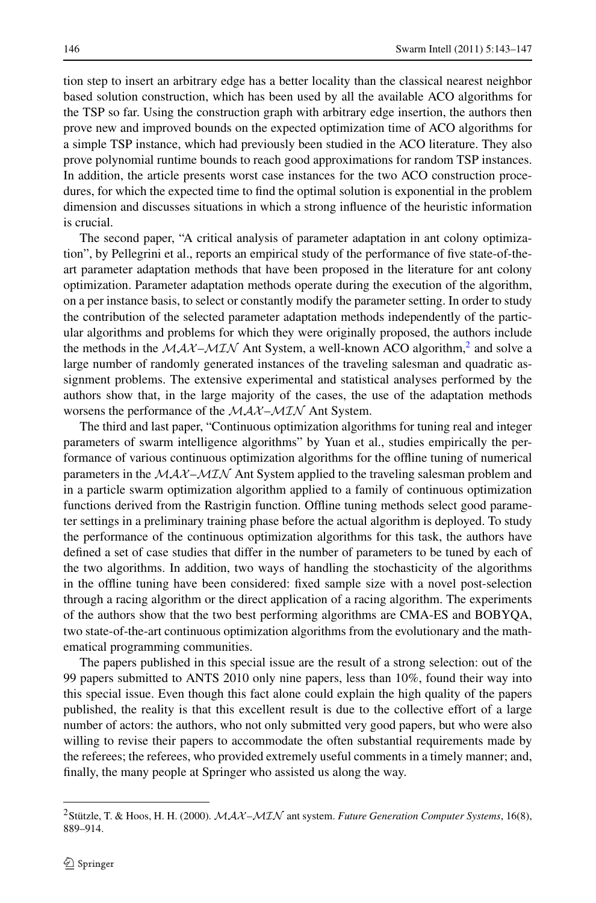tion step to insert an arbitrary edge has a better locality than the classical nearest neighbor based solution construction, which has been used by all the available ACO algorithms for the TSP so far. Using the construction graph with arbitrary edge insertion, the authors then prove new and improved bounds on the expected optimization time of ACO algorithms for a simple TSP instance, which had previously been studied in the ACO literature. They also prove polynomial runtime bounds to reach good approximations for random TSP instances. In addition, the article presents worst case instances for the two ACO construction procedures, for which the expected time to find the optimal solution is exponential in the problem dimension and discusses situations in which a strong influence of the heuristic information is crucial.

The second paper, "A critical analysis of parameter adaptation in ant colony optimization", by Pellegrini et al., reports an empirical study of the performance of five state-of-the-art parameter adaptation methods that have been proposed in the literature for ant colony optimization. Parameter adaptation methods operate during the execution of the algorithm, on a per instance basis, to select or constantly modify the parameter setting. In order to study the contribution of the selected parameter adaptation methods independently of the particular algorithms and problems for which they were originally proposed, the authors include the methods in the $\mathcal{MAX}$–$\mathcal{MIN}$ Ant System, a well-known ACO algorithm,[2] and solve a large number of randomly generated instances of the traveling salesman and quadratic assignment problems. The extensive experimental and statistical analyses performed by the authors show that, in the large majority of the cases, the use of the adaptation methods worsens the performance of the $\mathcal{MAX}$–$\mathcal{MIN}$ Ant System.

The third and last paper, "Continuous optimization algorithms for tuning real and integer parameters of swarm intelligence algorithms" by Yuan et al., studies empirically the performance of various continuous optimization algorithms for the offline tuning of numerical parameters in the $\mathcal{MAX}$–$\mathcal{MIN}$ Ant System applied to the traveling salesman problem and in a particle swarm optimization algorithm applied to a family of continuous optimization functions derived from the Rastrigin function. Offline tuning methods select good parameter settings in a preliminary training phase before the actual algorithm is deployed. To study the performance of the continuous optimization algorithms for this task, the authors have defined a set of case studies that differ in the number of parameters to be tuned by each of the two algorithms. In addition, two ways of handling the stochasticity of the algorithms in the offline tuning have been considered: fixed sample size with a novel post-selection through a racing algorithm or the direct application of a racing algorithm. The experiments of the authors show that the two best performing algorithms are CMA-ES and BOBYQA, two state-of-the-art continuous optimization algorithms from the evolutionary and the mathematical programming communities.

The papers published in this special issue are the result of a strong selection: out of the 99 papers submitted to ANTS 2010 only nine papers, less than 10%, found their way into this special issue. Even though this fact alone could explain the high quality of the papers published, the reality is that this excellent result is due to the collective effort of a large number of actors: the authors, who not only submitted very good papers, but who were also willing to revise their papers to accommodate the often substantial requirements made by the referees; the referees, who provided extremely useful comments in a timely manner; and, finally, the many people at Springer who assisted us along the way.

---

[2] Stützle, T. & Hoos, H. H. (2000). $\mathcal{MAX}$–$\mathcal{MIN}$ ant system. *Future Generation Computer Systems*, 16(8), 889–914.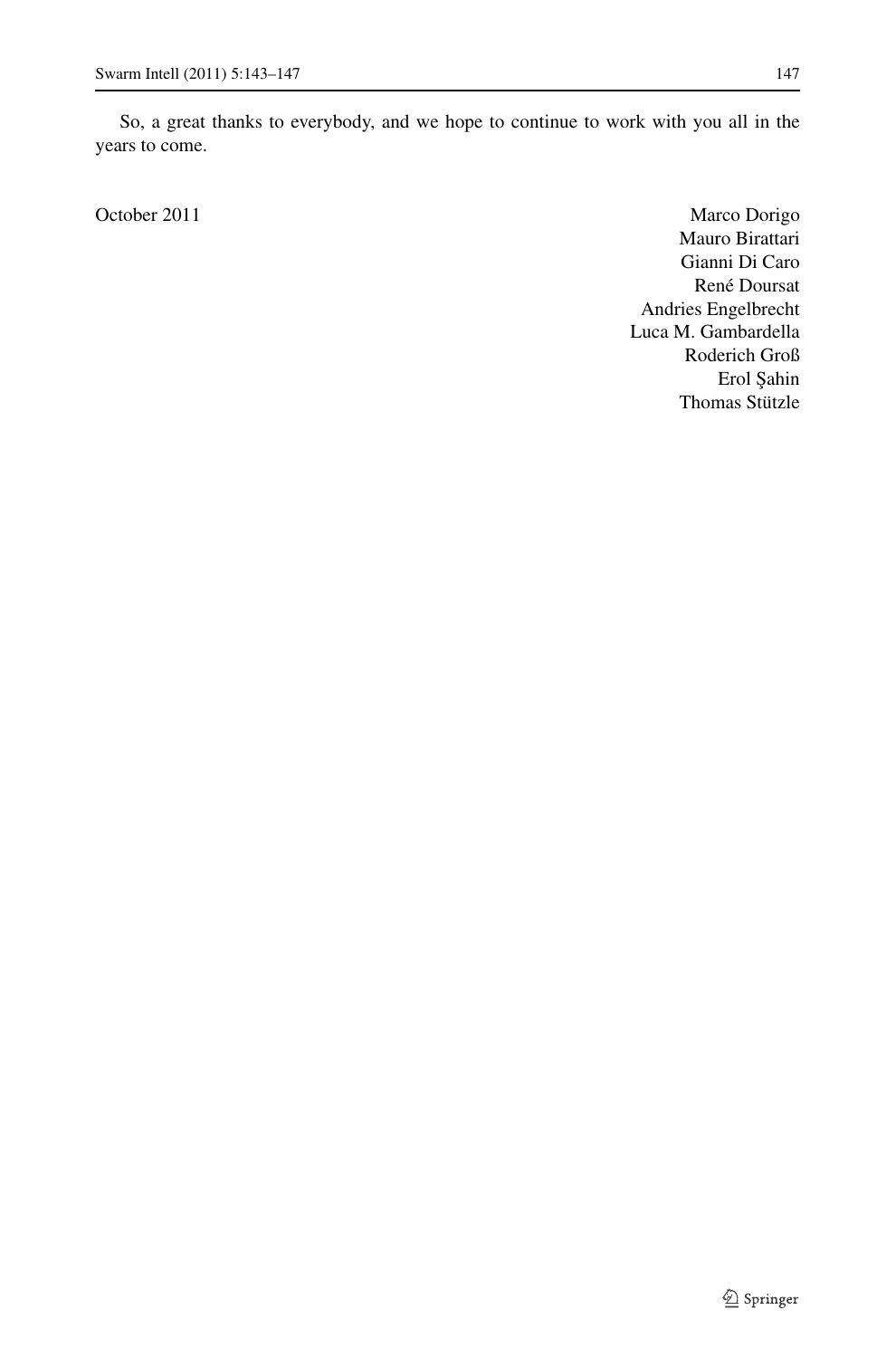So, a great thanks to everybody, and we hope to continue to work with you all in the years to come.

October 2011

Marco Dorigo
Mauro Birattari
Gianni Di Caro
René Doursat
Andries Engelbrecht
Luca M. Gambardella
Roderich Groß
Erol Şahin
Thomas Stützle